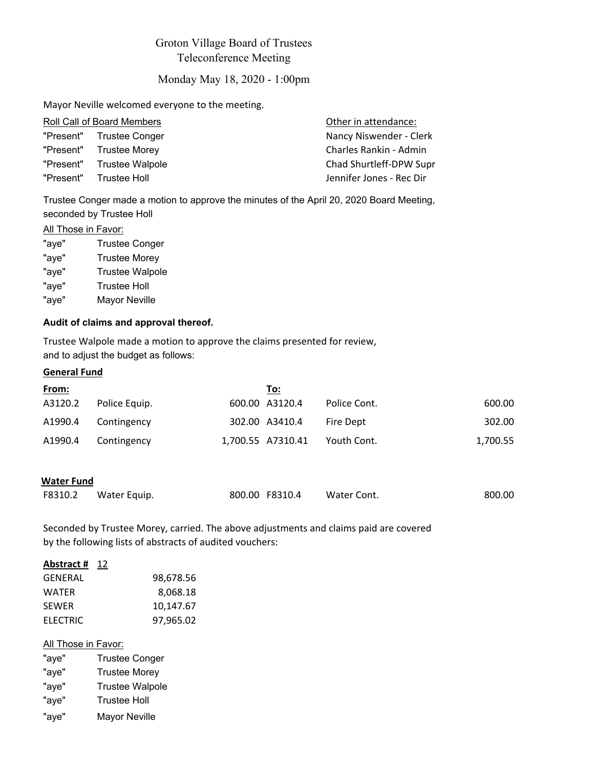# Groton Village Board of Trustees
## Teleconference Meeting
### Monday May 18, 2020 - 1:00pm

Mayor Neville welcomed everyone to the meeting.

| Roll Call of Board Members | | Other in attendance: |
|---|---|---|
| "Present" | Trustee Conger | Nancy Niswender - Clerk |
| "Present" | Trustee Morey | Charles Rankin - Admin |
| "Present" | Trustee Walpole | Chad Shurtleff-DPW Supr |
| "Present" | Trustee Holl | Jennifer Jones - Rec Dir |

Trustee Conger made a motion to approve the minutes of the April 20, 2020 Board Meeting, seconded by Trustee Holl

All Those in Favor:

"aye" Trustee Conger
"aye" Trustee Morey
"aye" Trustee Walpole
"aye" Trustee Holl
"aye" Mayor Neville

**Audit of claims and approval thereof.**

Trustee Walpole made a motion to approve the claims presented for review, and to adjust the budget as follows:

**General Fund**

| From: | | | To: | | |
|---|---|---|---|---|---|
| A3120.2 | Police Equip. | 600.00 | A3120.4 | Police Cont. | 600.00 |
| A1990.4 | Contingency | 302.00 | A3410.4 | Fire Dept | 302.00 |
| A1990.4 | Contingency | 1,700.55 | A7310.41 | Youth Cont. | 1,700.55 |

**Water Fund**

| | | | | | |
|---|---|---|---|---|---|
| F8310.2 | Water Equip. | 800.00 | F8310.4 | Water Cont. | 800.00 |

Seconded by Trustee Morey, carried. The above adjustments and claims paid are covered by the following lists of abstracts of audited vouchers:

**Abstract #** 12

| | |
|---|---|
| GENERAL | 98,678.56 |
| WATER | 8,068.18 |
| SEWER | 10,147.67 |
| ELECTRIC | 97,965.02 |

All Those in Favor:

"aye" Trustee Conger
"aye" Trustee Morey
"aye" Trustee Walpole
"aye" Trustee Holl
"aye" Mayor Neville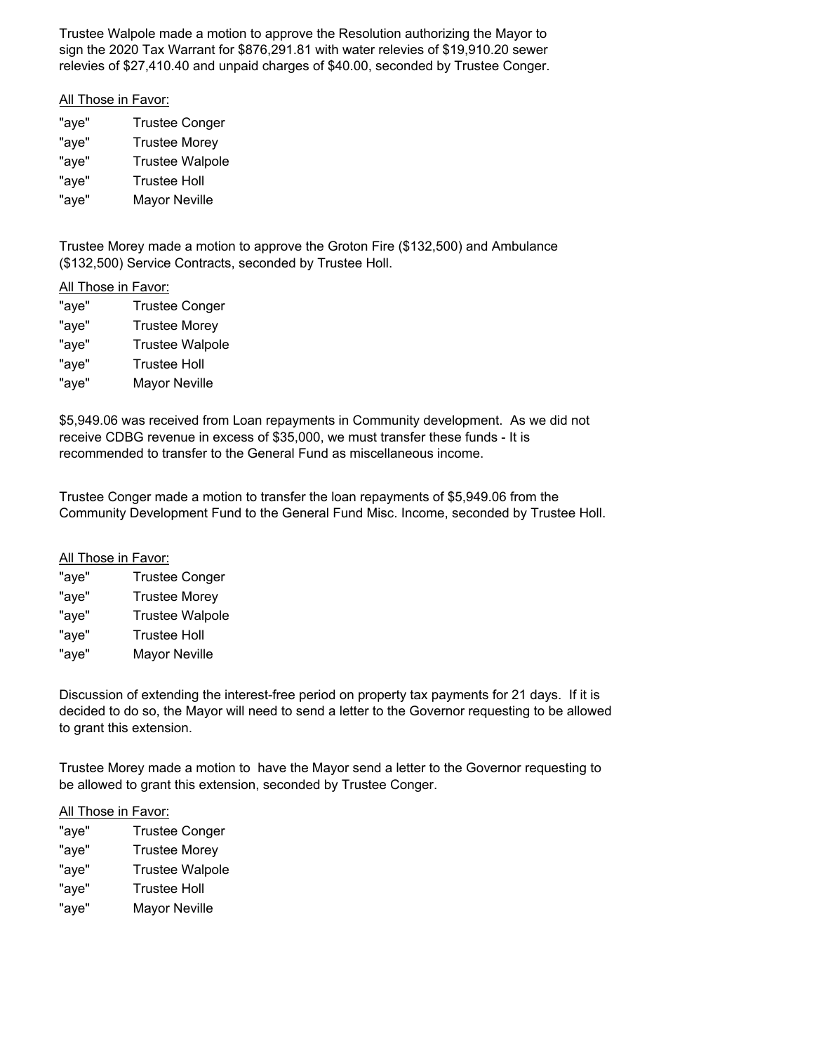Trustee Walpole made a motion to approve the Resolution authorizing the Mayor to sign the 2020 Tax Warrant for $876,291.81 with water relevies of $19,910.20 sewer relevies of $27,410.40 and unpaid charges of $40.00, seconded by Trustee Conger.

<u>All Those in Favor:</u>

"aye" Trustee Conger
"aye" Trustee Morey
"aye" Trustee Walpole
"aye" Trustee Holl
"aye" Mayor Neville

Trustee Morey made a motion to approve the Groton Fire ($132,500) and Ambulance ($132,500) Service Contracts, seconded by Trustee Holl.

<u>All Those in Favor:</u>

"aye" Trustee Conger
"aye" Trustee Morey
"aye" Trustee Walpole
"aye" Trustee Holl
"aye" Mayor Neville

$5,949.06 was received from Loan repayments in Community development. As we did not receive CDBG revenue in excess of $35,000, we must transfer these funds - It is recommended to transfer to the General Fund as miscellaneous income.

Trustee Conger made a motion to transfer the loan repayments of $5,949.06 from the Community Development Fund to the General Fund Misc. Income, seconded by Trustee Holl.

<u>All Those in Favor:</u>

"aye" Trustee Conger
"aye" Trustee Morey
"aye" Trustee Walpole
"aye" Trustee Holl
"aye" Mayor Neville

Discussion of extending the interest-free period on property tax payments for 21 days. If it is decided to do so, the Mayor will need to send a letter to the Governor requesting to be allowed to grant this extension.

Trustee Morey made a motion to have the Mayor send a letter to the Governor requesting to be allowed to grant this extension, seconded by Trustee Conger.

<u>All Those in Favor:</u>

"aye" Trustee Conger
"aye" Trustee Morey
"aye" Trustee Walpole
"aye" Trustee Holl
"aye" Mayor Neville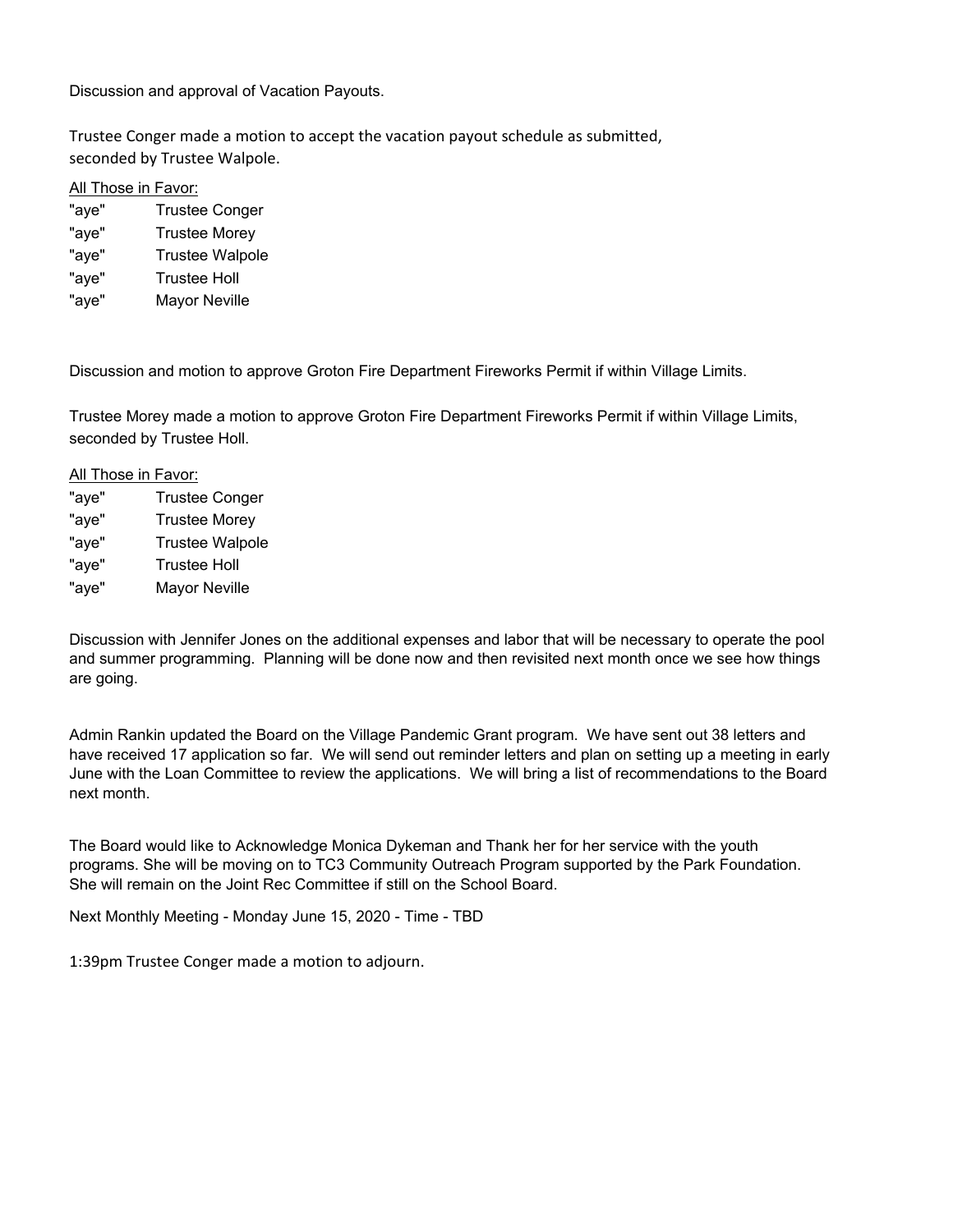Discussion and approval of Vacation Payouts.

Trustee Conger made a motion to accept the vacation payout schedule as submitted, seconded by Trustee Walpole.

<u>All Those in Favor:</u>

"aye" Trustee Conger
"aye" Trustee Morey
"aye" Trustee Walpole
"aye" Trustee Holl
"aye" Mayor Neville

Discussion and motion to approve Groton Fire Department Fireworks Permit if within Village Limits.

Trustee Morey made a motion to approve Groton Fire Department Fireworks Permit if within Village Limits, seconded by Trustee Holl.

<u>All Those in Favor:</u>

"aye" Trustee Conger
"aye" Trustee Morey
"aye" Trustee Walpole
"aye" Trustee Holl
"aye" Mayor Neville

Discussion with Jennifer Jones on the additional expenses and labor that will be necessary to operate the pool and summer programming. Planning will be done now and then revisited next month once we see how things are going.

Admin Rankin updated the Board on the Village Pandemic Grant program. We have sent out 38 letters and have received 17 application so far. We will send out reminder letters and plan on setting up a meeting in early June with the Loan Committee to review the applications. We will bring a list of recommendations to the Board next month.

The Board would like to Acknowledge Monica Dykeman and Thank her for her service with the youth programs. She will be moving on to TC3 Community Outreach Program supported by the Park Foundation. She will remain on the Joint Rec Committee if still on the School Board.

Next Monthly Meeting - Monday June 15, 2020 - Time - TBD

1:39pm Trustee Conger made a motion to adjourn.